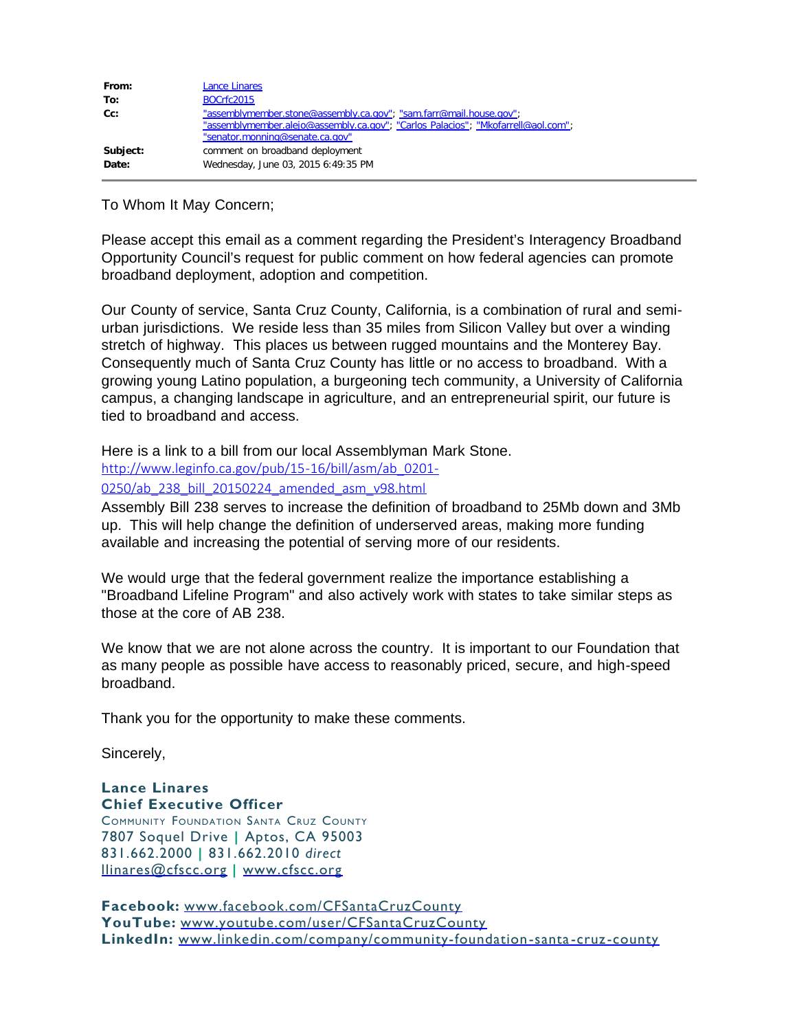| | |
|---|---|
| **From:** | Lance Linares |
| **To:** | BOCrfc2015 |
| **Cc:** | "assemblymember.stone@assembly.ca.gov"; "sam.farr@mail.house.gov"; "assemblymember.alejo@assembly.ca.gov"; "Carlos Palacios"; "Mkofarrell@aol.com"; "senator.monning@senate.ca.gov" |
| **Subject:** | comment on broadband deployment |
| **Date:** | Wednesday, June 03, 2015 6:49:35 PM |

To Whom It May Concern;

Please accept this email as a comment regarding the President's Interagency Broadband Opportunity Council's request for public comment on how federal agencies can promote broadband deployment, adoption and competition.

Our County of service, Santa Cruz County, California, is a combination of rural and semi-urban jurisdictions. We reside less than 35 miles from Silicon Valley but over a winding stretch of highway. This places us between rugged mountains and the Monterey Bay. Consequently much of Santa Cruz County has little or no access to broadband. With a growing young Latino population, a burgeoning tech community, a University of California campus, a changing landscape in agriculture, and an entrepreneurial spirit, our future is tied to broadband and access.

Here is a link to a bill from our local Assemblyman Mark Stone.
http://www.leginfo.ca.gov/pub/15-16/bill/asm/ab_0201-0250/ab_238_bill_20150224_amended_asm_v98.html
Assembly Bill 238 serves to increase the definition of broadband to 25Mb down and 3Mb up. This will help change the definition of underserved areas, making more funding available and increasing the potential of serving more of our residents.

We would urge that the federal government realize the importance establishing a "Broadband Lifeline Program" and also actively work with states to take similar steps as those at the core of AB 238.

We know that we are not alone across the country. It is important to our Foundation that as many people as possible have access to reasonably priced, secure, and high-speed broadband.

Thank you for the opportunity to make these comments.

Sincerely,

**Lance Linares**
**Chief Executive Officer**
COMMUNITY FOUNDATION SANTA CRUZ COUNTY
7807 Soquel Drive | Aptos, CA 95003
831.662.2000 | 831.662.2010 *direct*
llinares@cfscc.org | www.cfscc.org

**Facebook:** www.facebook.com/CFSantaCruzCounty
**YouTube:** www.youtube.com/user/CFSantaCruzCounty
**LinkedIn:** www.linkedin.com/company/community-foundation-santa-cruz-county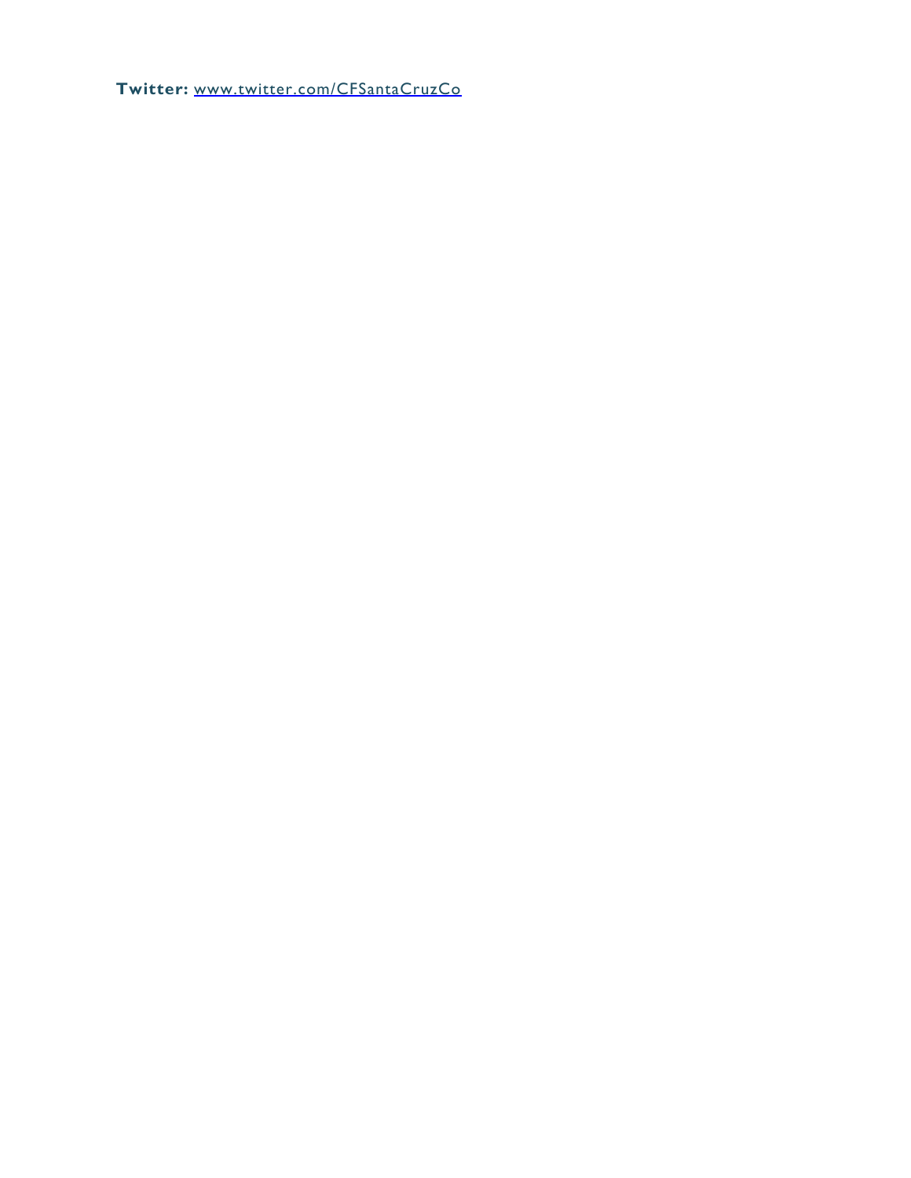**Twitter:** [www.twitter.com/CFSantaCruzCo](http://www.twitter.com/CFSantaCruzCo)